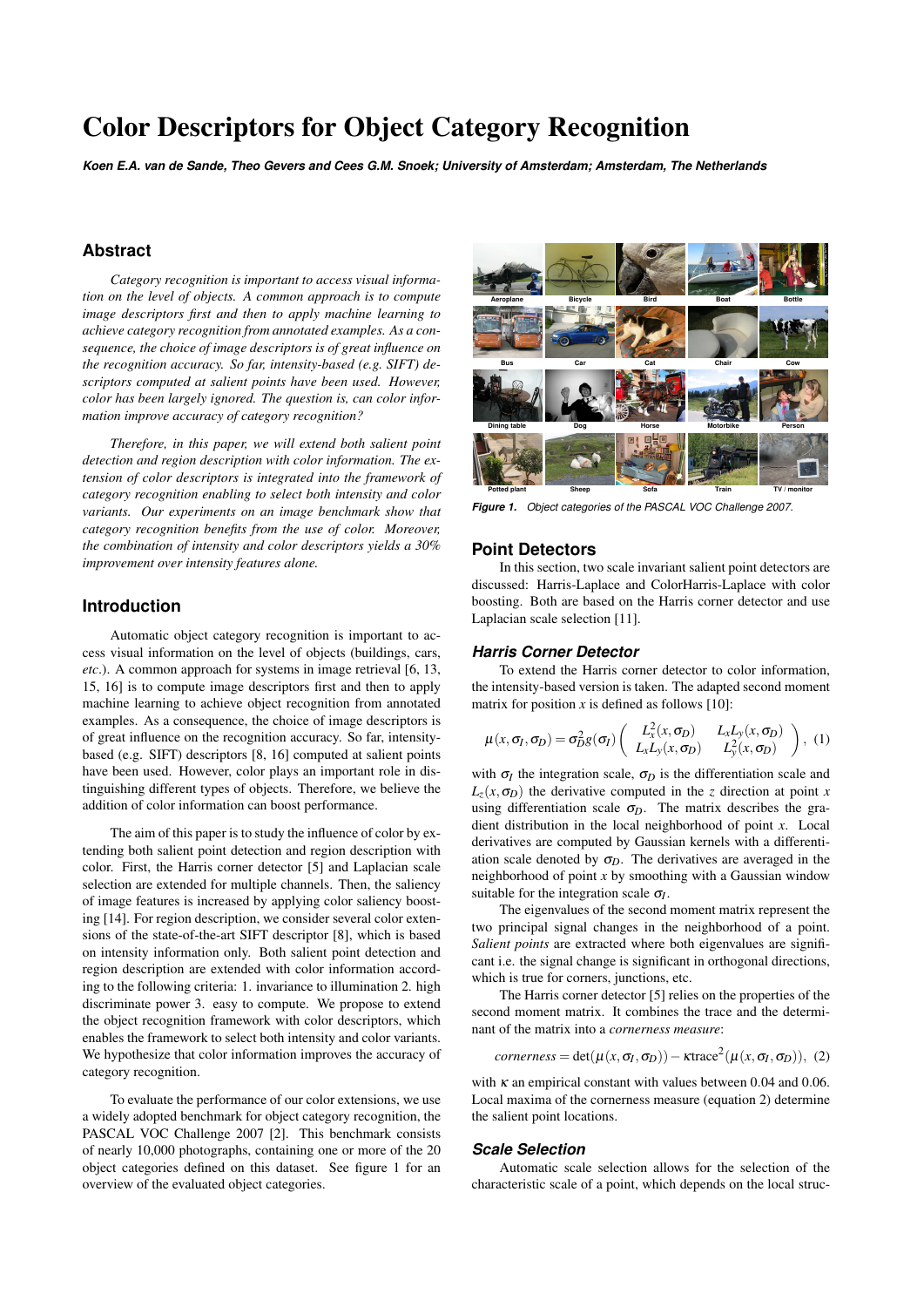# Color Descriptors for Object Category Recognition

***Koen E.A. van de Sande, Theo Gevers and Cees G.M. Snoek; University of Amsterdam; Amsterdam, The Netherlands***

## Abstract

*Category recognition is important to access visual information on the level of objects. A common approach is to compute image descriptors first and then to apply machine learning to achieve category recognition from annotated examples. As a consequence, the choice of image descriptors is of great influence on the recognition accuracy. So far, intensity-based (e.g. SIFT) descriptors computed at salient points have been used. However, color has been largely ignored. The question is, can color information improve accuracy of category recognition?*

*Therefore, in this paper, we will extend both salient point detection and region description with color information. The extension of color descriptors is integrated into the framework of category recognition enabling to select both intensity and color variants. Our experiments on an image benchmark show that category recognition benefits from the use of color. Moreover, the combination of intensity and color descriptors yields a 30% improvement over intensity features alone.*

## Introduction

Automatic object category recognition is important to access visual information on the level of objects (buildings, cars, *etc*.). A common approach for systems in image retrieval [6, 13, 15, 16] is to compute image descriptors first and then to apply machine learning to achieve object recognition from annotated examples. As a consequence, the choice of image descriptors is of great influence on the recognition accuracy. So far, intensity-based (e.g. SIFT) descriptors [8, 16] computed at salient points have been used. However, color plays an important role in distinguishing different types of objects. Therefore, we believe the addition of color information can boost performance.

The aim of this paper is to study the influence of color by extending both salient point detection and region description with color. First, the Harris corner detector [5] and Laplacian scale selection are extended for multiple channels. Then, the saliency of image features is increased by applying color saliency boosting [14]. For region description, we consider several color extensions of the state-of-the-art SIFT descriptor [8], which is based on intensity information only. Both salient point detection and region description are extended with color information according to the following criteria: 1. invariance to illumination 2. high discriminate power 3. easy to compute. We propose to extend the object recognition framework with color descriptors, which enables the framework to select both intensity and color variants. We hypothesize that color information improves the accuracy of category recognition.

To evaluate the performance of our color extensions, we use a widely adopted benchmark for object category recognition, the PASCAL VOC Challenge 2007 [2]. This benchmark consists of nearly 10,000 photographs, containing one or more of the 20 object categories defined on this dataset. See figure 1 for an overview of the evaluated object categories.

***Figure 1.*** *Object categories of the PASCAL VOC Challenge 2007.*

## Point Detectors

In this section, two scale invariant salient point detectors are discussed: Harris-Laplace and ColorHarris-Laplace with color boosting. Both are based on the Harris corner detector and use Laplacian scale selection [11].

### *Harris Corner Detector*

To extend the Harris corner detector to color information, the intensity-based version is taken. The adapted second moment matrix for position $x$ is defined as follows [10]:

$$\mu(x, \sigma_I, \sigma_D) = \sigma_D^2 g(\sigma_I) \begin{pmatrix} L_x^2(x, \sigma_D) & L_x L_y(x, \sigma_D) \\ L_x L_y(x, \sigma_D) & L_y^2(x, \sigma_D) \end{pmatrix}, \quad (1)$$

with $\sigma_I$ the integration scale, $\sigma_D$ is the differentiation scale and $L_z(x, \sigma_D)$ the derivative computed in the $z$ direction at point $x$ using differentiation scale $\sigma_D$. The matrix describes the gradient distribution in the local neighborhood of point $x$. Local derivatives are computed by Gaussian kernels with a differentiation scale denoted by $\sigma_D$. The derivatives are averaged in the neighborhood of point $x$ by smoothing with a Gaussian window suitable for the integration scale $\sigma_I$.

The eigenvalues of the second moment matrix represent the two principal signal changes in the neighborhood of a point. *Salient points* are extracted where both eigenvalues are significant i.e. the signal change is significant in orthogonal directions, which is true for corners, junctions, etc.

The Harris corner detector [5] relies on the properties of the second moment matrix. It combines the trace and the determinant of the matrix into a *cornerness measure*:

$$cornerness = \det(\mu(x, \sigma_I, \sigma_D)) - \kappa \text{trace}^2(\mu(x, \sigma_I, \sigma_D)), \quad (2)$$

with $\kappa$ an empirical constant with values between 0.04 and 0.06. Local maxima of the cornerness measure (equation 2) determine the salient point locations.

### *Scale Selection*

Automatic scale selection allows for the selection of the characteristic scale of a point, which depends on the local struc-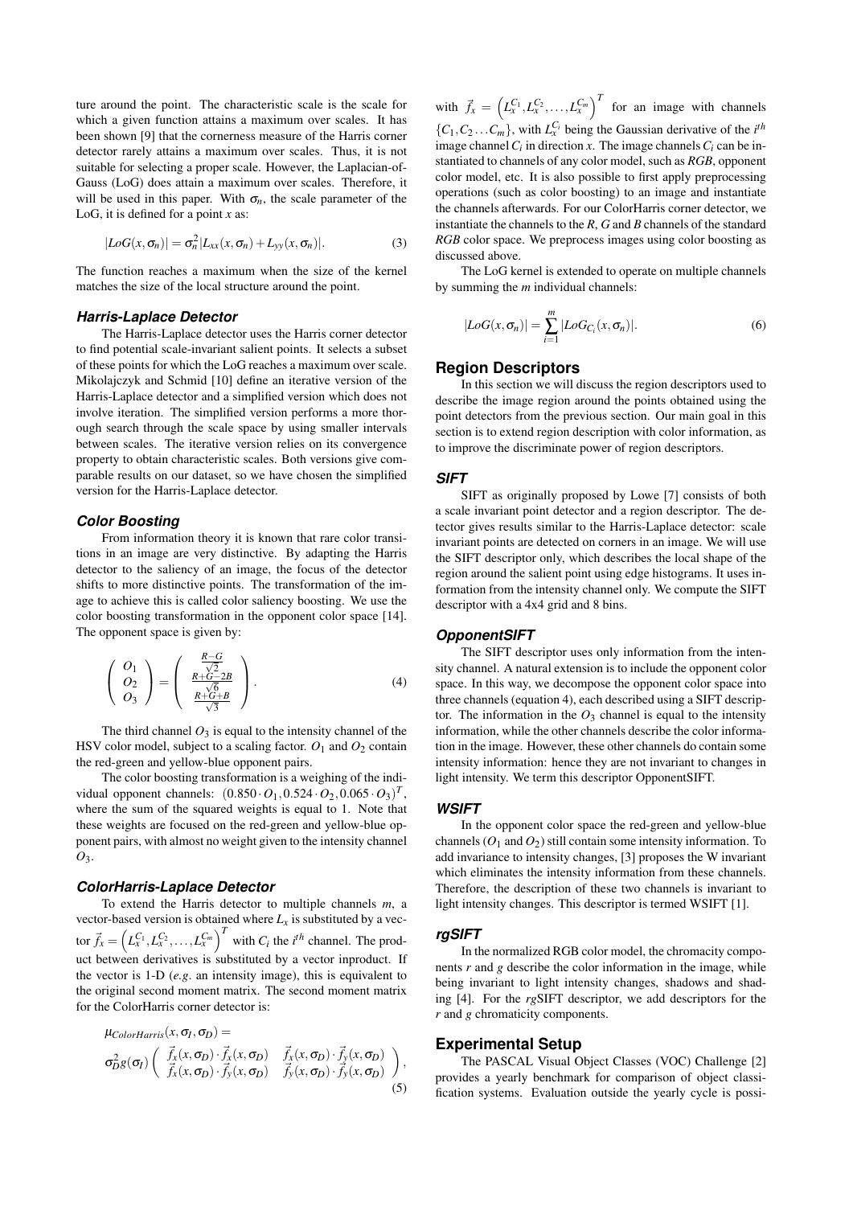ture around the point. The characteristic scale is the scale for which a given function attains a maximum over scales. It has been shown [9] that the cornerness measure of the Harris corner detector rarely attains a maximum over scales. Thus, it is not suitable for selecting a proper scale. However, the Laplacian-of-Gauss (LoG) does attain a maximum over scales. Therefore, it will be used in this paper. With $\sigma_n$, the scale parameter of the LoG, it is defined for a point $x$ as:

$$|LoG(x,\sigma_n)| = \sigma_n^2 |L_{xx}(x,\sigma_n) + L_{yy}(x,\sigma_n)|. \tag{3}$$

The function reaches a maximum when the size of the kernel matches the size of the local structure around the point.

### Harris-Laplace Detector

The Harris-Laplace detector uses the Harris corner detector to find potential scale-invariant salient points. It selects a subset of these points for which the LoG reaches a maximum over scale. Mikolajczyk and Schmid [10] define an iterative version of the Harris-Laplace detector and a simplified version which does not involve iteration. The simplified version performs a more thorough search through the scale space by using smaller intervals between scales. The iterative version relies on its convergence property to obtain characteristic scales. Both versions give comparable results on our dataset, so we have chosen the simplified version for the Harris-Laplace detector.

### Color Boosting

From information theory it is known that rare color transitions in an image are very distinctive. By adapting the Harris detector to the saliency of an image, the focus of the detector shifts to more distinctive points. The transformation of the image to achieve this is called color saliency boosting. We use the color boosting transformation in the opponent color space [14]. The opponent space is given by:

$$\begin{pmatrix} O_1 \\ O_2 \\ O_3 \end{pmatrix} = \begin{pmatrix} \frac{R-G}{\sqrt{2}} \\ \frac{R+G-2B}{\sqrt{6}} \\ \frac{R+G+B}{\sqrt{3}} \end{pmatrix}. \tag{4}$$

The third channel $O_3$ is equal to the intensity channel of the HSV color model, subject to a scaling factor. $O_1$ and $O_2$ contain the red-green and yellow-blue opponent pairs.

The color boosting transformation is a weighing of the individual opponent channels: $(0.850 \cdot O_1, 0.524 \cdot O_2, 0.065 \cdot O_3)^T$, where the sum of the squared weights is equal to 1. Note that these weights are focused on the red-green and yellow-blue opponent pairs, with almost no weight given to the intensity channel $O_3$.

### ColorHarris-Laplace Detector

To extend the Harris detector to multiple channels $m$, a vector-based version is obtained where $L_x$ is substituted by a vector $\vec{f}_x = \left(L_x^{C_1}, L_x^{C_2}, \ldots, L_x^{C_m}\right)^T$ with $C_i$ the $i^{th}$ channel. The product between derivatives is substituted by a vector inproduct. If the vector is 1-D (*e.g.* an intensity image), this is equivalent to the original second moment matrix. The second moment matrix for the ColorHarris corner detector is:

$$\mu_{ColorHarris}(x,\sigma_I,\sigma_D) = \sigma_D^2 g(\sigma_I) \begin{pmatrix} \vec{f}_x(x,\sigma_D)\cdot\vec{f}_x(x,\sigma_D) & \vec{f}_x(x,\sigma_D)\cdot\vec{f}_y(x,\sigma_D) \\ \vec{f}_x(x,\sigma_D)\cdot\vec{f}_y(x,\sigma_D) & \vec{f}_y(x,\sigma_D)\cdot\vec{f}_y(x,\sigma_D) \end{pmatrix}, \tag{5}$$

with $\vec{f}_x = \left(L_x^{C_1}, L_x^{C_2}, \ldots, L_x^{C_m}\right)^T$ for an image with channels $\{C_1, C_2 \ldots C_m\}$, with $L_x^{C_i}$ being the Gaussian derivative of the $i^{th}$ image channel $C_i$ in direction $x$. The image channels $C_i$ can be instantiated to channels of any color model, such as *RGB*, opponent color model, etc. It is also possible to first apply preprocessing operations (such as color boosting) to an image and instantiate the channels afterwards. For our ColorHarris corner detector, we instantiate the channels to the *R*, *G* and *B* channels of the standard *RGB* color space. We preprocess images using color boosting as discussed above.

The LoG kernel is extended to operate on multiple channels by summing the $m$ individual channels:

$$|LoG(x,\sigma_n)| = \sum_{i=1}^{m} |LoG_{C_i}(x,\sigma_n)|. \tag{6}$$

## Region Descriptors

In this section we will discuss the region descriptors used to describe the image region around the points obtained using the point detectors from the previous section. Our main goal in this section is to extend region description with color information, as to improve the discriminate power of region descriptors.

### SIFT

SIFT as originally proposed by Lowe [7] consists of both a scale invariant point detector and a region descriptor. The detector gives results similar to the Harris-Laplace detector: scale invariant points are detected on corners in an image. We will use the SIFT descriptor only, which describes the local shape of the region around the salient point using edge histograms. It uses information from the intensity channel only. We compute the SIFT descriptor with a 4x4 grid and 8 bins.

### OpponentSIFT

The SIFT descriptor uses only information from the intensity channel. A natural extension is to include the opponent color space. In this way, we decompose the opponent color space into three channels (equation 4), each described using a SIFT descriptor. The information in the $O_3$ channel is equal to the intensity information, while the other channels describe the color information in the image. However, these other channels do contain some intensity information: hence they are not invariant to changes in light intensity. We term this descriptor OpponentSIFT.

### WSIFT

In the opponent color space the red-green and yellow-blue channels ($O_1$ and $O_2$) still contain some intensity information. To add invariance to intensity changes, [3] proposes the W invariant which eliminates the intensity information from these channels. Therefore, the description of these two channels is invariant to light intensity changes. This descriptor is termed WSIFT [1].

### rgSIFT

In the normalized RGB color model, the chromacity components $r$ and $g$ describe the color information in the image, while being invariant to light intensity changes, shadows and shading [4]. For the *rg*SIFT descriptor, we add descriptors for the $r$ and $g$ chromaticity components.

## Experimental Setup

The PASCAL Visual Object Classes (VOC) Challenge [2] provides a yearly benchmark for comparison of object classification systems. Evaluation outside the yearly cycle is possi-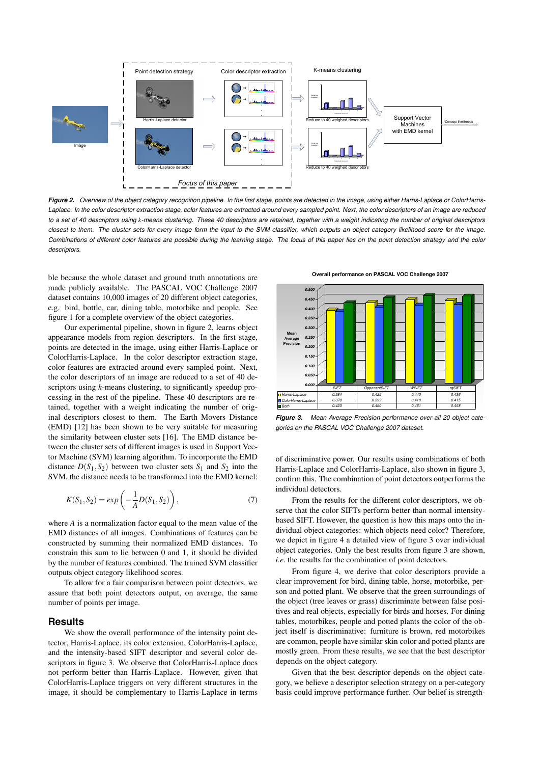Point detection strategy

Color descriptor extraction

K-means clustering

Harris-Laplace detector

ColorHarris-Laplace detector

Reduce to 40 weighed descriptors

Reduce to 40 weighed descriptors

Support Vector Machines with EMD kernel

Concept likelihoods

Image

Focus of this paper

***Figure 2.*** *Overview of the object category recognition pipeline. In the first stage, points are detected in the image, using either Harris-Laplace or ColorHarris-Laplace. In the color descriptor extraction stage, color features are extracted around every sampled point. Next, the color descriptors of an image are reduced to a set of 40 descriptors using k-means clustering. These 40 descriptors are retained, together with a weight indicating the number of original descriptors closest to them. The cluster sets for every image form the input to the SVM classifier, which outputs an object category likelihood score for the image. Combinations of different color features are possible during the learning stage. The focus of this paper lies on the point detection strategy and the color descriptors.*

ble because the whole dataset and ground truth annotations are made publicly available. The PASCAL VOC Challenge 2007 dataset contains 10,000 images of 20 different object categories, e.g. bird, bottle, car, dining table, motorbike and people. See figure 1 for a complete overview of the object categories.

Our experimental pipeline, shown in figure 2, learns object appearance models from region descriptors. In the first stage, points are detected in the image, using either Harris-Laplace or ColorHarris-Laplace. In the color descriptor extraction stage, color features are extracted around every sampled point. Next, the color descriptors of an image are reduced to a set of 40 descriptors using *k*-means clustering, to significantly speedup processing in the rest of the pipeline. These 40 descriptors are retained, together with a weight indicating the number of original descriptors closest to them. The Earth Movers Distance (EMD) [12] has been shown to be very suitable for measuring the similarity between cluster sets [16]. The EMD distance between the cluster sets of different images is used in Support Vector Machine (SVM) learning algorithm. To incorporate the EMD distance $D(S_1,S_2)$ between two cluster sets $S_1$ and $S_2$ into the SVM, the distance needs to be transformed into the EMD kernel:

$$K(S_1,S_2) = exp\left(-\frac{1}{A}D(S_1,S_2)\right), \tag{7}$$

where $A$ is a normalization factor equal to the mean value of the EMD distances of all images. Combinations of features can be constructed by summing their normalized EMD distances. To constrain this sum to lie between 0 and 1, it should be divided by the number of features combined. The trained SVM classifier outputs object category likelihood scores.

To allow for a fair comparison between point detectors, we assure that both point detectors output, on average, the same number of points per image.

## Results

We show the overall performance of the intensity point detector, Harris-Laplace, its color extension, ColorHarris-Laplace, and the intensity-based SIFT descriptor and several color descriptors in figure 3. We observe that ColorHarris-Laplace does not perform better than Harris-Laplace. However, given that ColorHarris-Laplace triggers on very different structures in the image, it should be complementary to Harris-Laplace in terms of discriminative power. Our results using combinations of both Harris-Laplace and ColorHarris-Laplace, also shown in figure 3, confirm this. The combination of point detectors outperforms the individual detectors.

**Overall performance on PASCAL VOC Challenge 2007**

| Mean Average Precision | SIFT | OpponentSIFT | WSIFT | rgSIFT |
|---|---|---|---|---|
| Harris-Laplace | 0.384 | 0.425 | 0.440 | 0.436 |
| ColorHarris-Laplace | 0.378 | 0.399 | 0.410 | 0.415 |
| Both | 0.423 | 0.450 | 0.461 | 0.458 |

***Figure 3.*** *Mean Average Precision performance over all 20 object categories on the PASCAL VOC Challenge 2007 dataset.*

From the results for the different color descriptors, we observe that the color SIFTs perform better than normal intensity-based SIFT. However, the question is how this maps onto the individual object categories: which objects need color? Therefore, we depict in figure 4 a detailed view of figure 3 over individual object categories. Only the best results from figure 3 are shown, *i.e.* the results for the combination of point detectors.

From figure 4, we derive that color descriptors provide a clear improvement for bird, dining table, horse, motorbike, person and potted plant. We observe that the green surroundings of the object (tree leaves or grass) discriminate between false positives and real objects, especially for birds and horses. For dining tables, motorbikes, people and potted plants the color of the object itself is discriminative: furniture is brown, red motorbikes are common, people have similar skin color and potted plants are mostly green. From these results, we see that the best descriptor depends on the object category.

Given that the best descriptor depends on the object category, we believe a descriptor selection strategy on a per-category basis could improve performance further. Our belief is strength-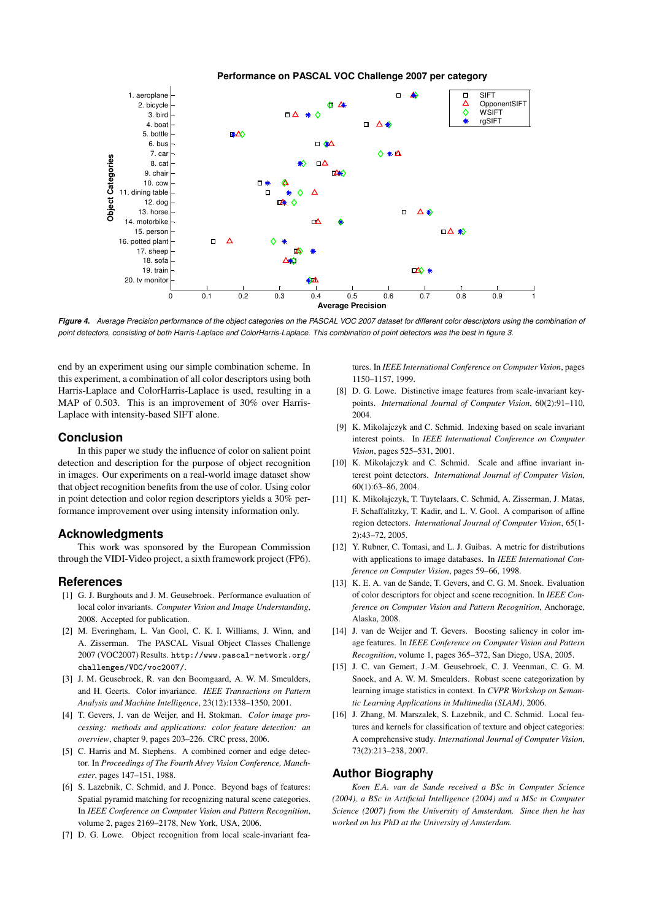Performance on PASCAL VOC Challenge 2007 per category

Object Categories

1. aeroplane
2. bicycle
3. bird
4. boat
5. bottle
6. bus
7. car
8. cat
9. chair
10. cow
11. dining table
12. dog
13. horse
14. motorbike
15. person
16. potted plant
17. sheep
18. sofa
19. train
20. tv monitor

SIFT
OpponentSIFT
WSIFT
rgSIFT

0 0.1 0.2 0.3 0.4 0.5 0.6 0.7 0.8 0.9 1

Average Precision

***Figure 4.*** *Average Precision performance of the object categories on the PASCAL VOC 2007 dataset for different color descriptors using the combination of point detectors, consisting of both Harris-Laplace and ColorHarris-Laplace. This combination of point detectors was the best in figure 3.*

end by an experiment using our simple combination scheme. In this experiment, a combination of all color descriptors using both Harris-Laplace and ColorHarris-Laplace is used, resulting in a MAP of 0.503. This is an improvement of 30% over Harris-Laplace with intensity-based SIFT alone.

## Conclusion

In this paper we study the influence of color on salient point detection and description for the purpose of object recognition in images. Our experiments on a real-world image dataset show that object recognition benefits from the use of color. Using color in point detection and color region descriptors yields a 30% performance improvement over using intensity information only.

## Acknowledgments

This work was sponsored by the European Commission through the VIDI-Video project, a sixth framework project (FP6).

## References

[1] G. J. Burghouts and J. M. Geusebroek. Performance evaluation of local color invariants. *Computer Vision and Image Understanding*, 2008. Accepted for publication.

[2] M. Everingham, L. Van Gool, C. K. I. Williams, J. Winn, and A. Zisserman. The PASCAL Visual Object Classes Challenge 2007 (VOC2007) Results. `http://www.pascal-network.org/challenges/VOC/voc2007/`.

[3] J. M. Geusebroek, R. van den Boomgaard, A. W. M. Smeulders, and H. Geerts. Color invariance. *IEEE Transactions on Pattern Analysis and Machine Intelligence*, 23(12):1338–1350, 2001.

[4] T. Gevers, J. van de Weijer, and H. Stokman. *Color image processing: methods and applications: color feature detection: an overview*, chapter 9, pages 203–226. CRC press, 2006.

[5] C. Harris and M. Stephens. A combined corner and edge detector. In *Proceedings of The Fourth Alvey Vision Conference, Manchester*, pages 147–151, 1988.

[6] S. Lazebnik, C. Schmid, and J. Ponce. Beyond bags of features: Spatial pyramid matching for recognizing natural scene categories. In *IEEE Conference on Computer Vision and Pattern Recognition*, volume 2, pages 2169–2178, New York, USA, 2006.

[7] D. G. Lowe. Object recognition from local scale-invariant features. In *IEEE International Conference on Computer Vision*, pages 1150–1157, 1999.

[8] D. G. Lowe. Distinctive image features from scale-invariant keypoints. *International Journal of Computer Vision*, 60(2):91–110, 2004.

[9] K. Mikolajczyk and C. Schmid. Indexing based on scale invariant interest points. In *IEEE International Conference on Computer Vision*, pages 525–531, 2001.

[10] K. Mikolajczyk and C. Schmid. Scale and affine invariant interest point detectors. *International Journal of Computer Vision*, 60(1):63–86, 2004.

[11] K. Mikolajczyk, T. Tuytelaars, C. Schmid, A. Zisserman, J. Matas, F. Schaffalitzky, T. Kadir, and L. V. Gool. A comparison of affine region detectors. *International Journal of Computer Vision*, 65(1-2):43–72, 2005.

[12] Y. Rubner, C. Tomasi, and L. J. Guibas. A metric for distributions with applications to image databases. In *IEEE International Conference on Computer Vision*, pages 59–66, 1998.

[13] K. E. A. van de Sande, T. Gevers, and C. G. M. Snoek. Evaluation of color descriptors for object and scene recognition. In *IEEE Conference on Computer Vision and Pattern Recognition*, Anchorage, Alaska, 2008.

[14] J. van de Weijer and T. Gevers. Boosting saliency in color image features. In *IEEE Conference on Computer Vision and Pattern Recognition*, volume 1, pages 365–372, San Diego, USA, 2005.

[15] J. C. van Gemert, J.-M. Geusebroek, C. J. Veenman, C. G. M. Snoek, and A. W. M. Smeulders. Robust scene categorization by learning image statistics in context. In *CVPR Workshop on Semantic Learning Applications in Multimedia (SLAM)*, 2006.

[16] J. Zhang, M. Marszalek, S. Lazebnik, and C. Schmid. Local features and kernels for classification of texture and object categories: A comprehensive study. *International Journal of Computer Vision*, 73(2):213–238, 2007.

## Author Biography

*Koen E.A. van de Sande received a BSc in Computer Science (2004), a BSc in Artificial Intelligence (2004) and a MSc in Computer Science (2007) from the University of Amsterdam. Since then he has worked on his PhD at the University of Amsterdam.*